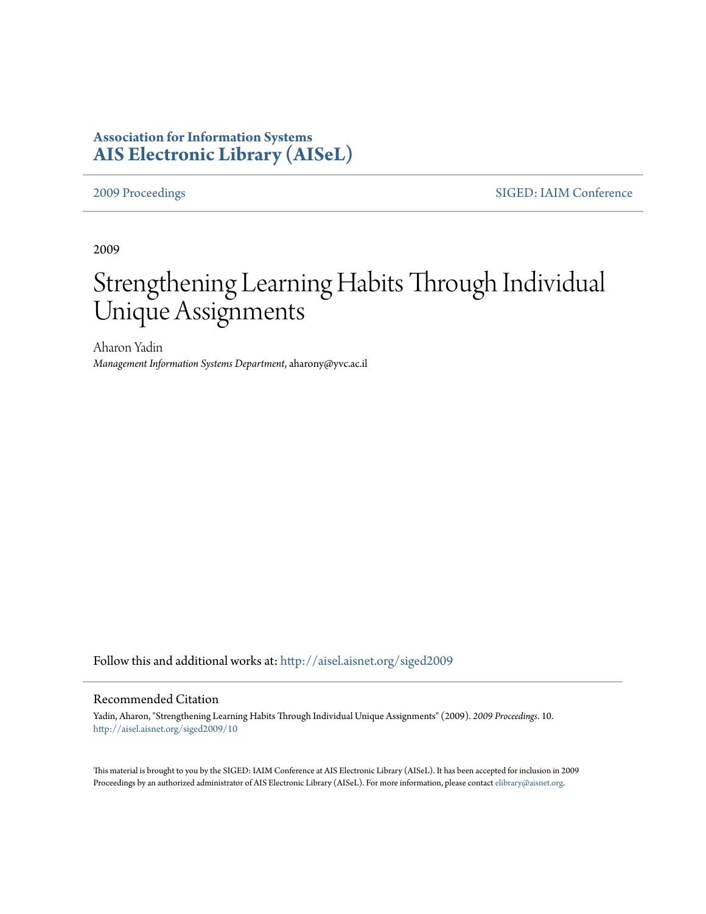**Association for Information Systems**
**AIS Electronic Library (AISeL)**

2009 Proceedings | SIGED: IAIM Conference

2009

# Strengthening Learning Habits Through Individual Unique Assignments

Aharon Yadin
*Management Information Systems Department*, aharony@yvc.ac.il

Follow this and additional works at: http://aisel.aisnet.org/siged2009

## Recommended Citation

Yadin, Aharon, "Strengthening Learning Habits Through Individual Unique Assignments" (2009). *2009 Proceedings*. 10.
http://aisel.aisnet.org/siged2009/10

This material is brought to you by the SIGED: IAIM Conference at AIS Electronic Library (AISeL). It has been accepted for inclusion in 2009 Proceedings by an authorized administrator of AIS Electronic Library (AISeL). For more information, please contact elibrary@aisnet.org.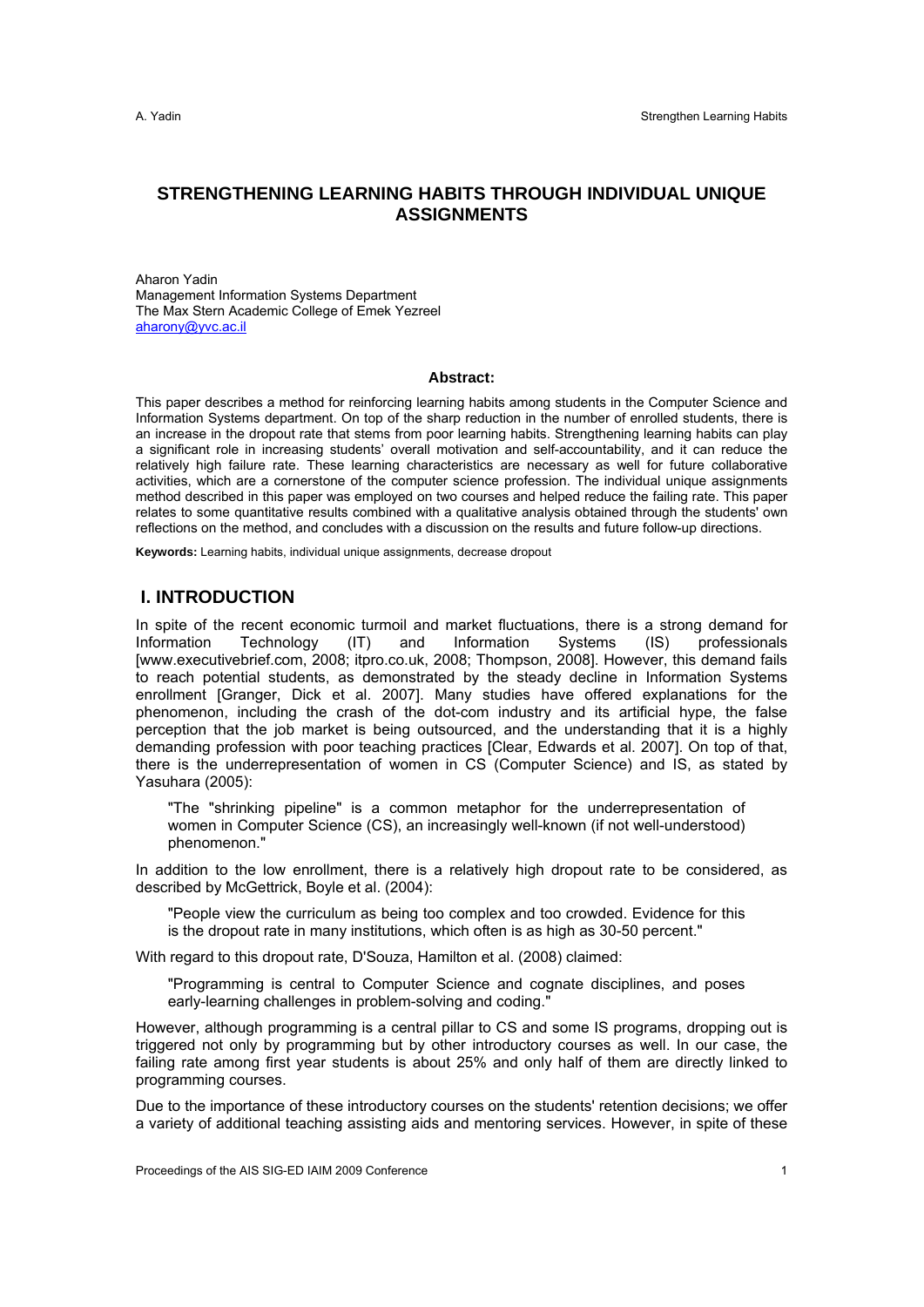# STRENGTHENING LEARNING HABITS THROUGH INDIVIDUAL UNIQUE ASSIGNMENTS

Aharon Yadin
Management Information Systems Department
The Max Stern Academic College of Emek Yezreel
aharony@yvc.ac.il

**Abstract:**

This paper describes a method for reinforcing learning habits among students in the Computer Science and Information Systems department. On top of the sharp reduction in the number of enrolled students, there is an increase in the dropout rate that stems from poor learning habits. Strengthening learning habits can play a significant role in increasing students' overall motivation and self-accountability, and it can reduce the relatively high failure rate. These learning characteristics are necessary as well for future collaborative activities, which are a cornerstone of the computer science profession. The individual unique assignments method described in this paper was employed on two courses and helped reduce the failing rate. This paper relates to some quantitative results combined with a qualitative analysis obtained through the students' own reflections on the method, and concludes with a discussion on the results and future follow-up directions.

**Keywords:** Learning habits, individual unique assignments, decrease dropout

## I. INTRODUCTION

In spite of the recent economic turmoil and market fluctuations, there is a strong demand for Information Technology (IT) and Information Systems (IS) professionals [www.executivebrief.com, 2008; itpro.co.uk, 2008; Thompson, 2008]. However, this demand fails to reach potential students, as demonstrated by the steady decline in Information Systems enrollment [Granger, Dick et al. 2007]. Many studies have offered explanations for the phenomenon, including the crash of the dot-com industry and its artificial hype, the false perception that the job market is being outsourced, and the understanding that it is a highly demanding profession with poor teaching practices [Clear, Edwards et al. 2007]. On top of that, there is the underrepresentation of women in CS (Computer Science) and IS, as stated by Yasuhara (2005):

> "The "shrinking pipeline" is a common metaphor for the underrepresentation of women in Computer Science (CS), an increasingly well-known (if not well-understood) phenomenon."

In addition to the low enrollment, there is a relatively high dropout rate to be considered, as described by McGettrick, Boyle et al. (2004):

> "People view the curriculum as being too complex and too crowded. Evidence for this is the dropout rate in many institutions, which often is as high as 30-50 percent."

With regard to this dropout rate, D'Souza, Hamilton et al. (2008) claimed:

> "Programming is central to Computer Science and cognate disciplines, and poses early-learning challenges in problem-solving and coding."

However, although programming is a central pillar to CS and some IS programs, dropping out is triggered not only by programming but by other introductory courses as well. In our case, the failing rate among first year students is about 25% and only half of them are directly linked to programming courses.

Due to the importance of these introductory courses on the students' retention decisions; we offer a variety of additional teaching assisting aids and mentoring services. However, in spite of these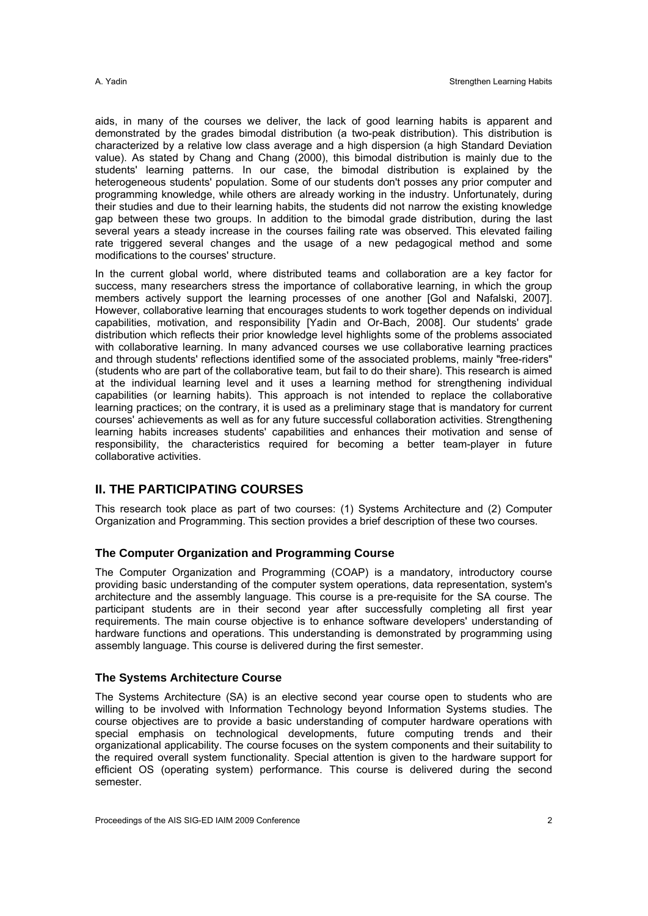aids, in many of the courses we deliver, the lack of good learning habits is apparent and demonstrated by the grades bimodal distribution (a two-peak distribution). This distribution is characterized by a relative low class average and a high dispersion (a high Standard Deviation value). As stated by Chang and Chang (2000), this bimodal distribution is mainly due to the students' learning patterns. In our case, the bimodal distribution is explained by the heterogeneous students' population. Some of our students don't posses any prior computer and programming knowledge, while others are already working in the industry. Unfortunately, during their studies and due to their learning habits, the students did not narrow the existing knowledge gap between these two groups. In addition to the bimodal grade distribution, during the last several years a steady increase in the courses failing rate was observed. This elevated failing rate triggered several changes and the usage of a new pedagogical method and some modifications to the courses' structure.

In the current global world, where distributed teams and collaboration are a key factor for success, many researchers stress the importance of collaborative learning, in which the group members actively support the learning processes of one another [Gol and Nafalski, 2007]. However, collaborative learning that encourages students to work together depends on individual capabilities, motivation, and responsibility [Yadin and Or-Bach, 2008]. Our students' grade distribution which reflects their prior knowledge level highlights some of the problems associated with collaborative learning. In many advanced courses we use collaborative learning practices and through students' reflections identified some of the associated problems, mainly "free-riders" (students who are part of the collaborative team, but fail to do their share). This research is aimed at the individual learning level and it uses a learning method for strengthening individual capabilities (or learning habits). This approach is not intended to replace the collaborative learning practices; on the contrary, it is used as a preliminary stage that is mandatory for current courses' achievements as well as for any future successful collaboration activities. Strengthening learning habits increases students' capabilities and enhances their motivation and sense of responsibility, the characteristics required for becoming a better team-player in future collaborative activities.

## II. THE PARTICIPATING COURSES

This research took place as part of two courses: (1) Systems Architecture and (2) Computer Organization and Programming. This section provides a brief description of these two courses.

### The Computer Organization and Programming Course

The Computer Organization and Programming (COAP) is a mandatory, introductory course providing basic understanding of the computer system operations, data representation, system's architecture and the assembly language. This course is a pre-requisite for the SA course. The participant students are in their second year after successfully completing all first year requirements. The main course objective is to enhance software developers' understanding of hardware functions and operations. This understanding is demonstrated by programming using assembly language. This course is delivered during the first semester.

### The Systems Architecture Course

The Systems Architecture (SA) is an elective second year course open to students who are willing to be involved with Information Technology beyond Information Systems studies. The course objectives are to provide a basic understanding of computer hardware operations with special emphasis on technological developments, future computing trends and their organizational applicability. The course focuses on the system components and their suitability to the required overall system functionality. Special attention is given to the hardware support for efficient OS (operating system) performance. This course is delivered during the second semester.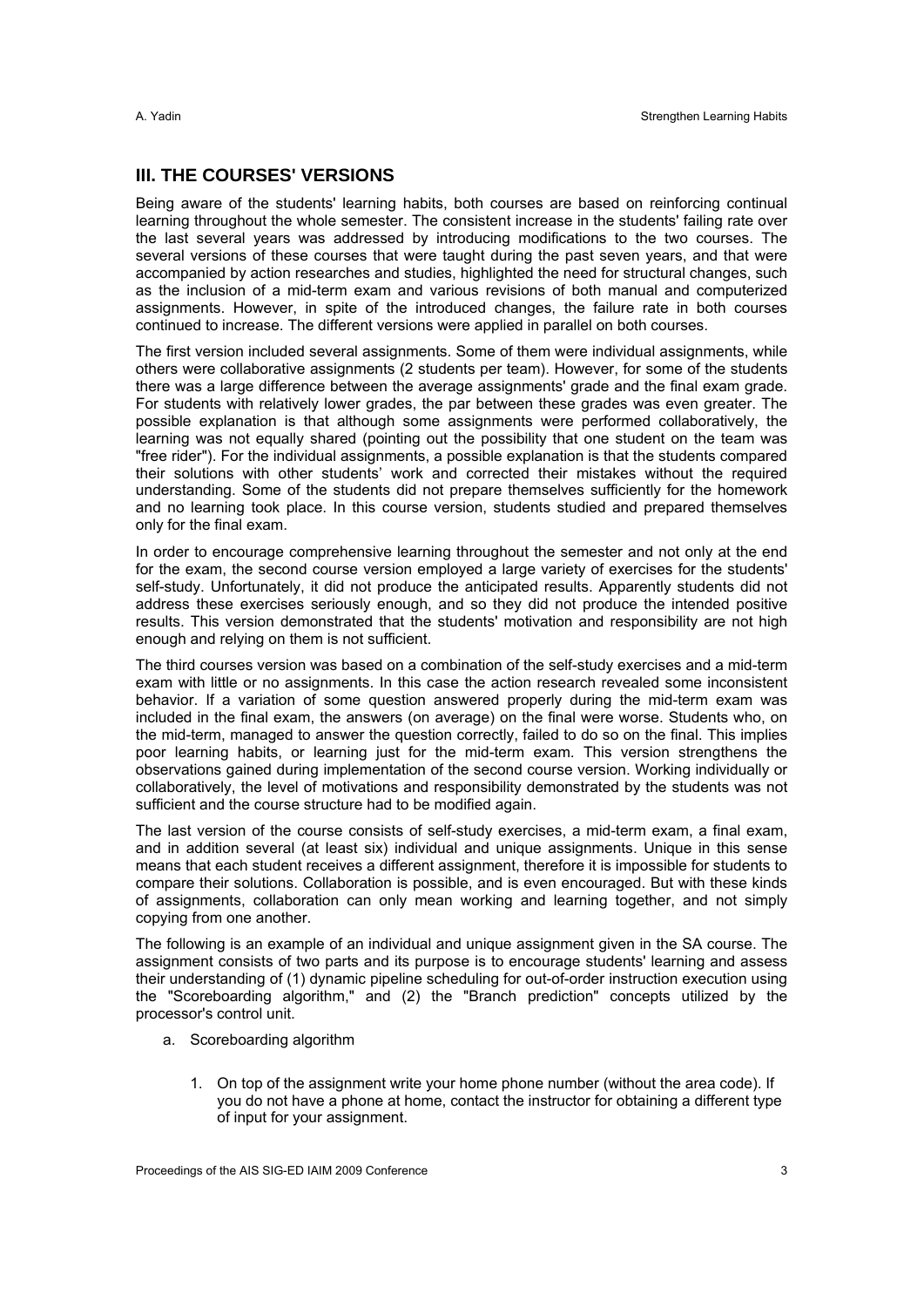## III. THE COURSES' VERSIONS

Being aware of the students' learning habits, both courses are based on reinforcing continual learning throughout the whole semester. The consistent increase in the students' failing rate over the last several years was addressed by introducing modifications to the two courses. The several versions of these courses that were taught during the past seven years, and that were accompanied by action researches and studies, highlighted the need for structural changes, such as the inclusion of a mid-term exam and various revisions of both manual and computerized assignments. However, in spite of the introduced changes, the failure rate in both courses continued to increase. The different versions were applied in parallel on both courses.

The first version included several assignments. Some of them were individual assignments, while others were collaborative assignments (2 students per team). However, for some of the students there was a large difference between the average assignments' grade and the final exam grade. For students with relatively lower grades, the par between these grades was even greater. The possible explanation is that although some assignments were performed collaboratively, the learning was not equally shared (pointing out the possibility that one student on the team was "free rider"). For the individual assignments, a possible explanation is that the students compared their solutions with other students' work and corrected their mistakes without the required understanding. Some of the students did not prepare themselves sufficiently for the homework and no learning took place. In this course version, students studied and prepared themselves only for the final exam.

In order to encourage comprehensive learning throughout the semester and not only at the end for the exam, the second course version employed a large variety of exercises for the students' self-study. Unfortunately, it did not produce the anticipated results. Apparently students did not address these exercises seriously enough, and so they did not produce the intended positive results. This version demonstrated that the students' motivation and responsibility are not high enough and relying on them is not sufficient.

The third courses version was based on a combination of the self-study exercises and a mid-term exam with little or no assignments. In this case the action research revealed some inconsistent behavior. If a variation of some question answered properly during the mid-term exam was included in the final exam, the answers (on average) on the final were worse. Students who, on the mid-term, managed to answer the question correctly, failed to do so on the final. This implies poor learning habits, or learning just for the mid-term exam. This version strengthens the observations gained during implementation of the second course version. Working individually or collaboratively, the level of motivations and responsibility demonstrated by the students was not sufficient and the course structure had to be modified again.

The last version of the course consists of self-study exercises, a mid-term exam, a final exam, and in addition several (at least six) individual and unique assignments. Unique in this sense means that each student receives a different assignment, therefore it is impossible for students to compare their solutions. Collaboration is possible, and is even encouraged. But with these kinds of assignments, collaboration can only mean working and learning together, and not simply copying from one another.

The following is an example of an individual and unique assignment given in the SA course. The assignment consists of two parts and its purpose is to encourage students' learning and assess their understanding of (1) dynamic pipeline scheduling for out-of-order instruction execution using the "Scoreboarding algorithm," and (2) the "Branch prediction" concepts utilized by the processor's control unit.

a. Scoreboarding algorithm

   1. On top of the assignment write your home phone number (without the area code). If you do not have a phone at home, contact the instructor for obtaining a different type of input for your assignment.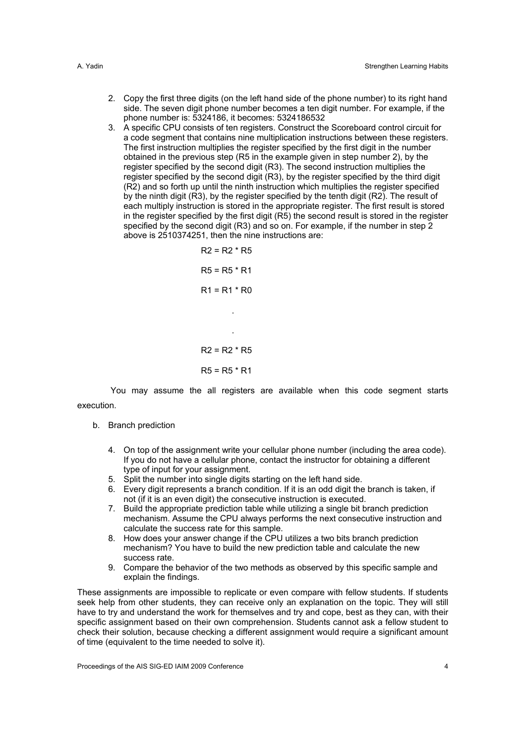2. Copy the first three digits (on the left hand side of the phone number) to its right hand side. The seven digit phone number becomes a ten digit number. For example, if the phone number is: 5324186, it becomes: 5324186532
3. A specific CPU consists of ten registers. Construct the Scoreboard control circuit for a code segment that contains nine multiplication instructions between these registers. The first instruction multiplies the register specified by the first digit in the number obtained in the previous step (R5 in the example given in step number 2), by the register specified by the second digit (R3). The second instruction multiplies the register specified by the second digit (R3), by the register specified by the third digit (R2) and so forth up until the ninth instruction which multiplies the register specified by the ninth digit (R3), by the register specified by the tenth digit (R2). The result of each multiply instruction is stored in the appropriate register. The first result is stored in the register specified by the first digit (R5) the second result is stored in the register specified by the second digit (R3) and so on. For example, if the number in step 2 above is 2510374251, then the nine instructions are:

```
R2 = R2 * R5

R5 = R5 * R1

R1 = R1 * R0

      .

      .

R2 = R2 * R5

R5 = R5 * R1
```

You may assume the all registers are available when this code segment starts execution.

b. Branch prediction

4. On top of the assignment write your cellular phone number (including the area code). If you do not have a cellular phone, contact the instructor for obtaining a different type of input for your assignment.
5. Split the number into single digits starting on the left hand side.
6. Every digit represents a branch condition. If it is an odd digit the branch is taken, if not (if it is an even digit) the consecutive instruction is executed.
7. Build the appropriate prediction table while utilizing a single bit branch prediction mechanism. Assume the CPU always performs the next consecutive instruction and calculate the success rate for this sample.
8. How does your answer change if the CPU utilizes a two bits branch prediction mechanism? You have to build the new prediction table and calculate the new success rate.
9. Compare the behavior of the two methods as observed by this specific sample and explain the findings.

These assignments are impossible to replicate or even compare with fellow students. If students seek help from other students, they can receive only an explanation on the topic. They will still have to try and understand the work for themselves and try and cope, best as they can, with their specific assignment based on their own comprehension. Students cannot ask a fellow student to check their solution, because checking a different assignment would require a significant amount of time (equivalent to the time needed to solve it).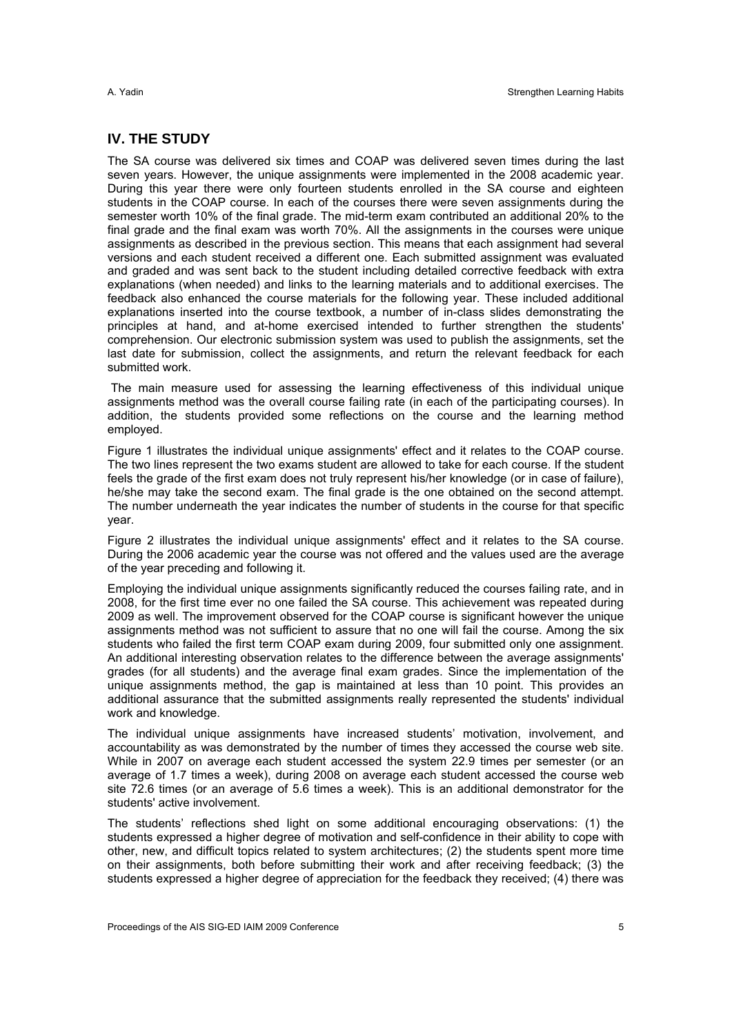## IV. THE STUDY

The SA course was delivered six times and COAP was delivered seven times during the last seven years. However, the unique assignments were implemented in the 2008 academic year. During this year there were only fourteen students enrolled in the SA course and eighteen students in the COAP course. In each of the courses there were seven assignments during the semester worth 10% of the final grade. The mid-term exam contributed an additional 20% to the final grade and the final exam was worth 70%. All the assignments in the courses were unique assignments as described in the previous section. This means that each assignment had several versions and each student received a different one. Each submitted assignment was evaluated and graded and was sent back to the student including detailed corrective feedback with extra explanations (when needed) and links to the learning materials and to additional exercises. The feedback also enhanced the course materials for the following year. These included additional explanations inserted into the course textbook, a number of in-class slides demonstrating the principles at hand, and at-home exercised intended to further strengthen the students' comprehension. Our electronic submission system was used to publish the assignments, set the last date for submission, collect the assignments, and return the relevant feedback for each submitted work.

The main measure used for assessing the learning effectiveness of this individual unique assignments method was the overall course failing rate (in each of the participating courses). In addition, the students provided some reflections on the course and the learning method employed.

Figure 1 illustrates the individual unique assignments' effect and it relates to the COAP course. The two lines represent the two exams student are allowed to take for each course. If the student feels the grade of the first exam does not truly represent his/her knowledge (or in case of failure), he/she may take the second exam. The final grade is the one obtained on the second attempt. The number underneath the year indicates the number of students in the course for that specific year.

Figure 2 illustrates the individual unique assignments' effect and it relates to the SA course. During the 2006 academic year the course was not offered and the values used are the average of the year preceding and following it.

Employing the individual unique assignments significantly reduced the courses failing rate, and in 2008, for the first time ever no one failed the SA course. This achievement was repeated during 2009 as well. The improvement observed for the COAP course is significant however the unique assignments method was not sufficient to assure that no one will fail the course. Among the six students who failed the first term COAP exam during 2009, four submitted only one assignment. An additional interesting observation relates to the difference between the average assignments' grades (for all students) and the average final exam grades. Since the implementation of the unique assignments method, the gap is maintained at less than 10 point. This provides an additional assurance that the submitted assignments really represented the students' individual work and knowledge.

The individual unique assignments have increased students' motivation, involvement, and accountability as was demonstrated by the number of times they accessed the course web site. While in 2007 on average each student accessed the system 22.9 times per semester (or an average of 1.7 times a week), during 2008 on average each student accessed the course web site 72.6 times (or an average of 5.6 times a week). This is an additional demonstrator for the students' active involvement.

The students' reflections shed light on some additional encouraging observations: (1) the students expressed a higher degree of motivation and self-confidence in their ability to cope with other, new, and difficult topics related to system architectures; (2) the students spent more time on their assignments, both before submitting their work and after receiving feedback; (3) the students expressed a higher degree of appreciation for the feedback they received; (4) there was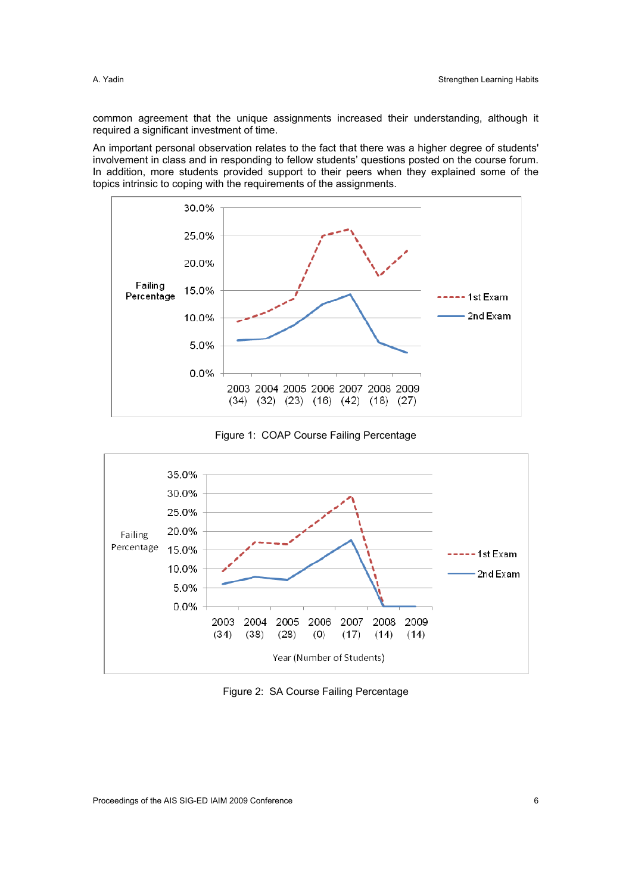common agreement that the unique assignments increased their understanding, although it required a significant investment of time.

An important personal observation relates to the fact that there was a higher degree of students' involvement in class and in responding to fellow students' questions posted on the course forum. In addition, more students provided support to their peers when they explained some of the topics intrinsic to coping with the requirements of the assignments.

Figure 1: COAP Course Failing Percentage

Figure 2: SA Course Failing Percentage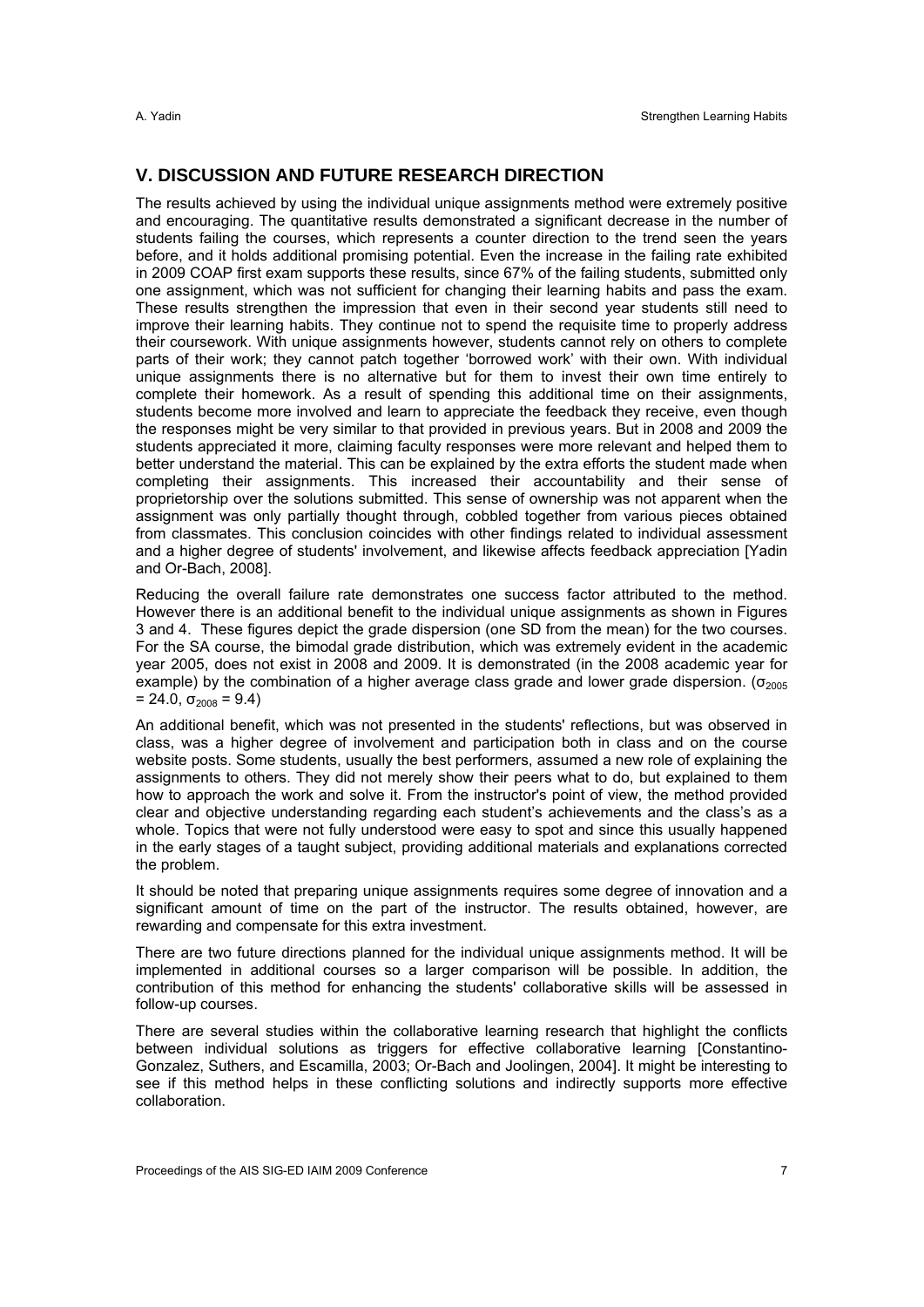## V. DISCUSSION AND FUTURE RESEARCH DIRECTION

The results achieved by using the individual unique assignments method were extremely positive and encouraging. The quantitative results demonstrated a significant decrease in the number of students failing the courses, which represents a counter direction to the trend seen the years before, and it holds additional promising potential. Even the increase in the failing rate exhibited in 2009 COAP first exam supports these results, since 67% of the failing students, submitted only one assignment, which was not sufficient for changing their learning habits and pass the exam. These results strengthen the impression that even in their second year students still need to improve their learning habits. They continue not to spend the requisite time to properly address their coursework. With unique assignments however, students cannot rely on others to complete parts of their work; they cannot patch together 'borrowed work' with their own. With individual unique assignments there is no alternative but for them to invest their own time entirely to complete their homework. As a result of spending this additional time on their assignments, students become more involved and learn to appreciate the feedback they receive, even though the responses might be very similar to that provided in previous years. But in 2008 and 2009 the students appreciated it more, claiming faculty responses were more relevant and helped them to better understand the material. This can be explained by the extra efforts the student made when completing their assignments. This increased their accountability and their sense of proprietorship over the solutions submitted. This sense of ownership was not apparent when the assignment was only partially thought through, cobbled together from various pieces obtained from classmates. This conclusion coincides with other findings related to individual assessment and a higher degree of students' involvement, and likewise affects feedback appreciation [Yadin and Or-Bach, 2008].

Reducing the overall failure rate demonstrates one success factor attributed to the method. However there is an additional benefit to the individual unique assignments as shown in Figures 3 and 4. These figures depict the grade dispersion (one SD from the mean) for the two courses. For the SA course, the bimodal grade distribution, which was extremely evident in the academic year 2005, does not exist in 2008 and 2009. It is demonstrated (in the 2008 academic year for example) by the combination of a higher average class grade and lower grade dispersion. ($\sigma_{2005} = 24.0$, $\sigma_{2008} = 9.4$)

An additional benefit, which was not presented in the students' reflections, but was observed in class, was a higher degree of involvement and participation both in class and on the course website posts. Some students, usually the best performers, assumed a new role of explaining the assignments to others. They did not merely show their peers what to do, but explained to them how to approach the work and solve it. From the instructor's point of view, the method provided clear and objective understanding regarding each student's achievements and the class's as a whole. Topics that were not fully understood were easy to spot and since this usually happened in the early stages of a taught subject, providing additional materials and explanations corrected the problem.

It should be noted that preparing unique assignments requires some degree of innovation and a significant amount of time on the part of the instructor. The results obtained, however, are rewarding and compensate for this extra investment.

There are two future directions planned for the individual unique assignments method. It will be implemented in additional courses so a larger comparison will be possible. In addition, the contribution of this method for enhancing the students' collaborative skills will be assessed in follow-up courses.

There are several studies within the collaborative learning research that highlight the conflicts between individual solutions as triggers for effective collaborative learning [Constantino-Gonzalez, Suthers, and Escamilla, 2003; Or-Bach and Joolingen, 2004]. It might be interesting to see if this method helps in these conflicting solutions and indirectly supports more effective collaboration.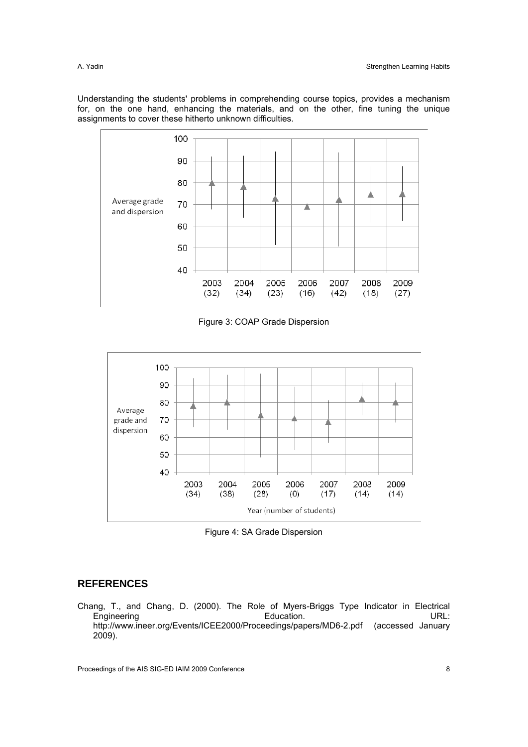Understanding the students' problems in comprehending course topics, provides a mechanism for, on the one hand, enhancing the materials, and on the other, fine tuning the unique assignments to cover these hitherto unknown difficulties.

Figure 3: COAP Grade Dispersion

Figure 4: SA Grade Dispersion

## REFERENCES

Chang, T., and Chang, D. (2000). The Role of Myers-Briggs Type Indicator in Electrical Engineering Education. URL: http://www.ineer.org/Events/ICEE2000/Proceedings/papers/MD6-2.pdf (accessed January 2009).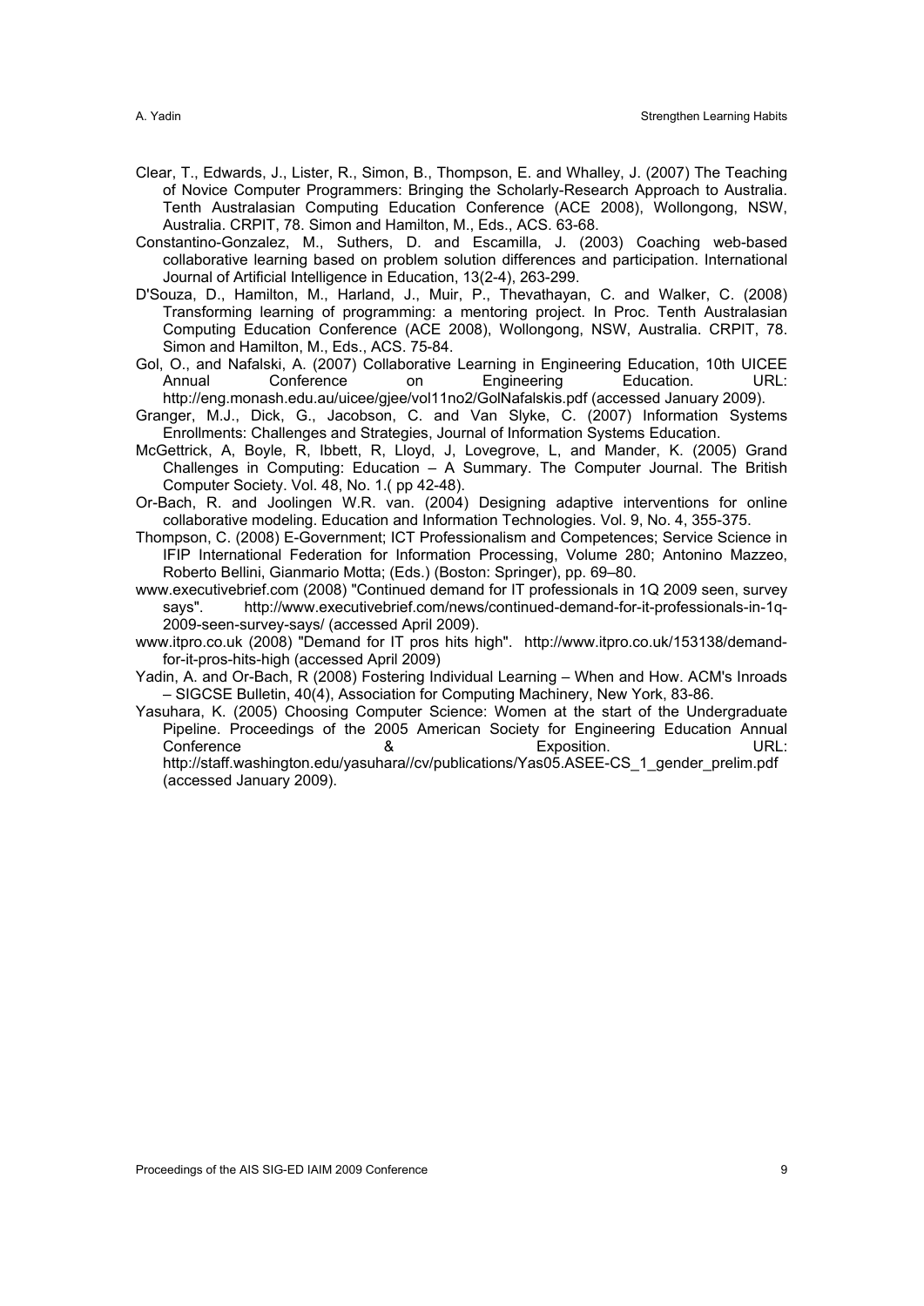Clear, T., Edwards, J., Lister, R., Simon, B., Thompson, E. and Whalley, J. (2007) The Teaching of Novice Computer Programmers: Bringing the Scholarly-Research Approach to Australia. Tenth Australasian Computing Education Conference (ACE 2008), Wollongong, NSW, Australia. CRPIT, 78. Simon and Hamilton, M., Eds., ACS. 63-68.

Constantino-Gonzalez, M., Suthers, D. and Escamilla, J. (2003) Coaching web-based collaborative learning based on problem solution differences and participation. International Journal of Artificial Intelligence in Education, 13(2-4), 263-299.

D'Souza, D., Hamilton, M., Harland, J., Muir, P., Thevathayan, C. and Walker, C. (2008) Transforming learning of programming: a mentoring project. In Proc. Tenth Australasian Computing Education Conference (ACE 2008), Wollongong, NSW, Australia. CRPIT, 78. Simon and Hamilton, M., Eds., ACS. 75-84.

Gol, O., and Nafalski, A. (2007) Collaborative Learning in Engineering Education, 10th UICEE Annual Conference on Engineering Education. URL: http://eng.monash.edu.au/uicee/gjee/vol11no2/GolNafalskis.pdf (accessed January 2009).

Granger, M.J., Dick, G., Jacobson, C. and Van Slyke, C. (2007) Information Systems Enrollments: Challenges and Strategies, Journal of Information Systems Education.

McGettrick, A, Boyle, R, Ibbett, R, Lloyd, J, Lovegrove, L, and Mander, K. (2005) Grand Challenges in Computing: Education – A Summary. The Computer Journal. The British Computer Society. Vol. 48, No. 1.( pp 42-48).

Or-Bach, R. and Joolingen W.R. van. (2004) Designing adaptive interventions for online collaborative modeling. Education and Information Technologies. Vol. 9, No. 4, 355-375.

Thompson, C. (2008) E-Government; ICT Professionalism and Competences; Service Science in IFIP International Federation for Information Processing, Volume 280; Antonino Mazzeo, Roberto Bellini, Gianmario Motta; (Eds.) (Boston: Springer), pp. 69–80.

www.executivebrief.com (2008) "Continued demand for IT professionals in 1Q 2009 seen, survey says". http://www.executivebrief.com/news/continued-demand-for-it-professionals-in-1q-2009-seen-survey-says/ (accessed April 2009).

www.itpro.co.uk (2008) "Demand for IT pros hits high". http://www.itpro.co.uk/153138/demand-for-it-pros-hits-high (accessed April 2009)

Yadin, A. and Or-Bach, R (2008) Fostering Individual Learning – When and How. ACM's Inroads – SIGCSE Bulletin, 40(4), Association for Computing Machinery, New York, 83-86.

Yasuhara, K. (2005) Choosing Computer Science: Women at the start of the Undergraduate Pipeline. Proceedings of the 2005 American Society for Engineering Education Annual Conference & Exposition. URL: http://staff.washington.edu/yasuhara//cv/publications/Yas05.ASEE-CS_1_gender_prelim.pdf (accessed January 2009).